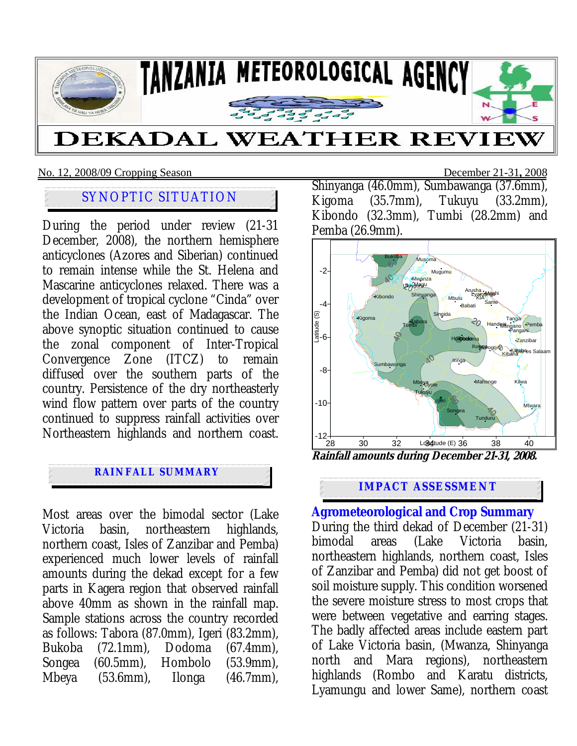# TANZANIA METEOROLOGICAL AGENCY

# DEKADAL WEATHER REVIEW

No. 12, 2008/09 Cropping Season — December 21-31, 2008

## SYNOPTIC SITUATION

During the period under review (21-31 December, 2008), the northern hemisphere anticyclones (Azores and Siberian) continued to remain intense while the St. Helena and Mascarine anticyclones relaxed. There was a development of tropical cyclone "Cinda" over the Indian Ocean, east of Madagascar. The above synoptic situation continued to cause the zonal component of Inter-Tropical Convergence Zone (ITCZ) to remain diffused over the southern parts of the country. Persistence of the dry northeasterly wind flow pattern over parts of the country continued to suppress rainfall activities over Northeastern highlands and northern coast.

## RAINFALL SUMMARY

Most areas over the bimodal sector (Lake Victoria basin, northeastern highlands, northern coast, Isles of Zanzibar and Pemba) experienced much lower levels of rainfall amounts during the dekad except for a few parts in Kagera region that observed rainfall above 40mm as shown in the rainfall map. Sample stations across the country recorded as follows: Tabora (87.0mm), Igeri (83.2mm), Bukoba (72.1mm), Dodoma (67.4mm), Songea (60.5mm), Hombolo (53.9mm), Mbeya (53.6mm), Ilonga (46.7mm), Shinyanga (46.0mm), Sumbawanga (37.6mm), Kigoma (35.7mm), Tukuyu (33.2mm), Kibondo (32.3mm), Tumbi (28.2mm) and Pemba (26.9mm).

***Rainfall amounts during December 21-31, 2008.***

## IMPACT ASSESSMENT

### Agrometeorological and Crop Summary

During the third dekad of December (21-31) bimodal areas (Lake Victoria basin, northeastern highlands, northern coast, Isles of Zanzibar and Pemba) did not get boost of soil moisture supply. This condition worsened the severe moisture stress to most crops that were between vegetative and earring stages. The badly affected areas include eastern part of Lake Victoria basin, (Mwanza, Shinyanga north and Mara regions), northeastern highlands (Rombo and Karatu districts, Lyamungu and lower Same), northern coast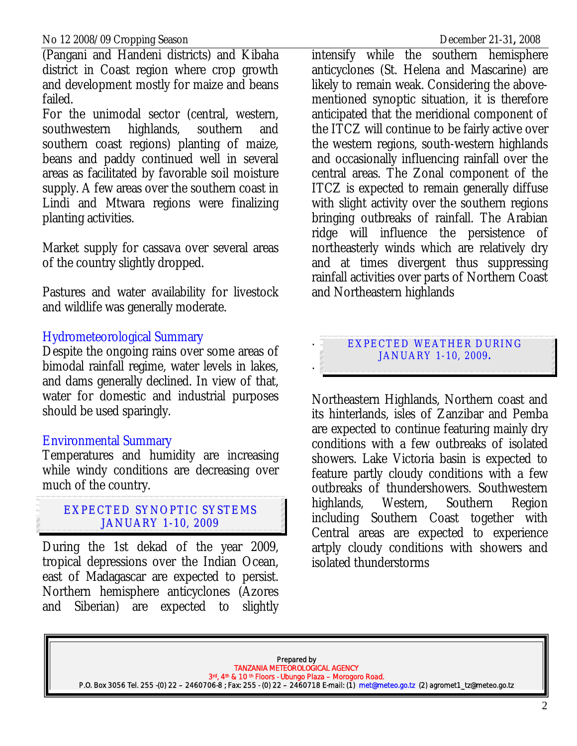(Pangani and Handeni districts) and Kibaha district in Coast region where crop growth and development mostly for maize and beans failed.

For the unimodal sector (central, western, southwestern highlands, southern and southern coast regions) planting of maize, beans and paddy continued well in several areas as facilitated by favorable soil moisture supply. A few areas over the southern coast in Lindi and Mtwara regions were finalizing planting activities.

Market supply for cassava over several areas of the country slightly dropped.

Pastures and water availability for livestock and wildlife was generally moderate.

## Hydrometeorological Summary

Despite the ongoing rains over some areas of bimodal rainfall regime, water levels in lakes, and dams generally declined. In view of that, water for domestic and industrial purposes should be used sparingly.

## Environmental Summary

Temperatures and humidity are increasing while windy conditions are decreasing over much of the country.

## EXPECTED SYNOPTIC SYSTEMS JANUARY 1-10, 2009

During the 1st dekad of the year 2009, tropical depressions over the Indian Ocean, east of Madagascar are expected to persist. Northern hemisphere anticyclones (Azores and Siberian) are expected to slightly intensify while the southern hemisphere anticyclones (St. Helena and Mascarine) are likely to remain weak. Considering the above-mentioned synoptic situation, it is therefore anticipated that the meridional component of the ITCZ will continue to be fairly active over the western regions, south-western highlands and occasionally influencing rainfall over the central areas. The Zonal component of the ITCZ is expected to remain generally diffuse with slight activity over the southern regions bringing outbreaks of rainfall. The Arabian ridge will influence the persistence of northeasterly winds which are relatively dry and at times divergent thus suppressing rainfall activities over parts of Northern Coast and Northeastern highlands

## EXPECTED WEATHER DURING JANUARY 1-10, 2009.

Northeastern Highlands, Northern coast and its hinterlands, isles of Zanzibar and Pemba are expected to continue featuring mainly dry conditions with a few outbreaks of isolated showers. Lake Victoria basin is expected to feature partly cloudy conditions with a few outbreaks of thundershowers. Southwestern highlands, Western, Southern Region including Southern Coast together with Central areas are expected to experience artply cloudy conditions with showers and isolated thunderstorms

Prepared by
TANZANIA METEOROLOGICAL AGENCY
3rd, 4th & 10th Floors - Ubungo Plaza – Morogoro Road.
P.O. Box 3056 Tel. 255 -(0) 22 – 2460706-8 ; Fax: 255 - (0) 22 – 2460718 E-mail: (1) met@meteo.go.tz (2) agromet1_tz@meteo.go.tz